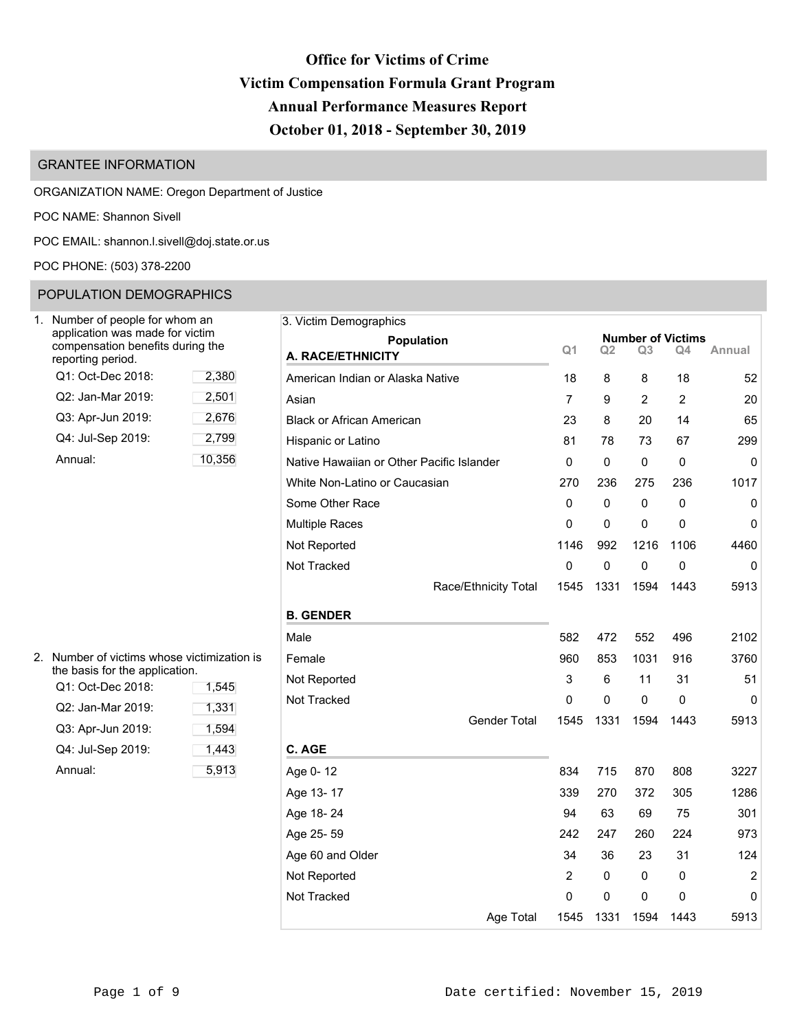# Office for Victims of Crime
# Victim Compensation Formula Grant Program
# Annual Performance Measures Report
# October 01, 2018 - September 30, 2019

## GRANTEE INFORMATION

ORGANIZATION NAME: Oregon Department of Justice

POC NAME: Shannon Sivell

POC EMAIL: shannon.l.sivell@doj.state.or.us

POC PHONE: (503) 378-2200

## POPULATION DEMOGRAPHICS

1. Number of people for whom an application was made for victim compensation benefits during the reporting period.

| | |
|---|---|
| Q1: Oct-Dec 2018: | 2,380 |
| Q2: Jan-Mar 2019: | 2,501 |
| Q3: Apr-Jun 2019: | 2,676 |
| Q4: Jul-Sep 2019: | 2,799 |
| Annual: | 10,356 |

2. Number of victims whose victimization is the basis for the application.

| | |
|---|---|
| Q1: Oct-Dec 2018: | 1,545 |
| Q2: Jan-Mar 2019: | 1,331 |
| Q3: Apr-Jun 2019: | 1,594 |
| Q4: Jul-Sep 2019: | 1,443 |
| Annual: | 5,913 |

3. Victim Demographics

| Population | Number of Victims | | | | |
|---|---|---|---|---|---|
| | Q1 | Q2 | Q3 | Q4 | Annual |
| **A. RACE/ETHNICITY** | | | | | |
| American Indian or Alaska Native | 18 | 8 | 8 | 18 | 52 |
| Asian | 7 | 9 | 2 | 2 | 20 |
| Black or African American | 23 | 8 | 20 | 14 | 65 |
| Hispanic or Latino | 81 | 78 | 73 | 67 | 299 |
| Native Hawaiian or Other Pacific Islander | 0 | 0 | 0 | 0 | 0 |
| White Non-Latino or Caucasian | 270 | 236 | 275 | 236 | 1017 |
| Some Other Race | 0 | 0 | 0 | 0 | 0 |
| Multiple Races | 0 | 0 | 0 | 0 | 0 |
| Not Reported | 1146 | 992 | 1216 | 1106 | 4460 |
| Not Tracked | 0 | 0 | 0 | 0 | 0 |
| Race/Ethnicity Total | 1545 | 1331 | 1594 | 1443 | 5913 |
| **B. GENDER** | | | | | |
| Male | 582 | 472 | 552 | 496 | 2102 |
| Female | 960 | 853 | 1031 | 916 | 3760 |
| Not Reported | 3 | 6 | 11 | 31 | 51 |
| Not Tracked | 0 | 0 | 0 | 0 | 0 |
| Gender Total | 1545 | 1331 | 1594 | 1443 | 5913 |
| **C. AGE** | | | | | |
| Age 0- 12 | 834 | 715 | 870 | 808 | 3227 |
| Age 13- 17 | 339 | 270 | 372 | 305 | 1286 |
| Age 18- 24 | 94 | 63 | 69 | 75 | 301 |
| Age 25- 59 | 242 | 247 | 260 | 224 | 973 |
| Age 60 and Older | 34 | 36 | 23 | 31 | 124 |
| Not Reported | 2 | 0 | 0 | 0 | 2 |
| Not Tracked | 0 | 0 | 0 | 0 | 0 |
| Age Total | 1545 | 1331 | 1594 | 1443 | 5913 |

Date certified: November 15, 2019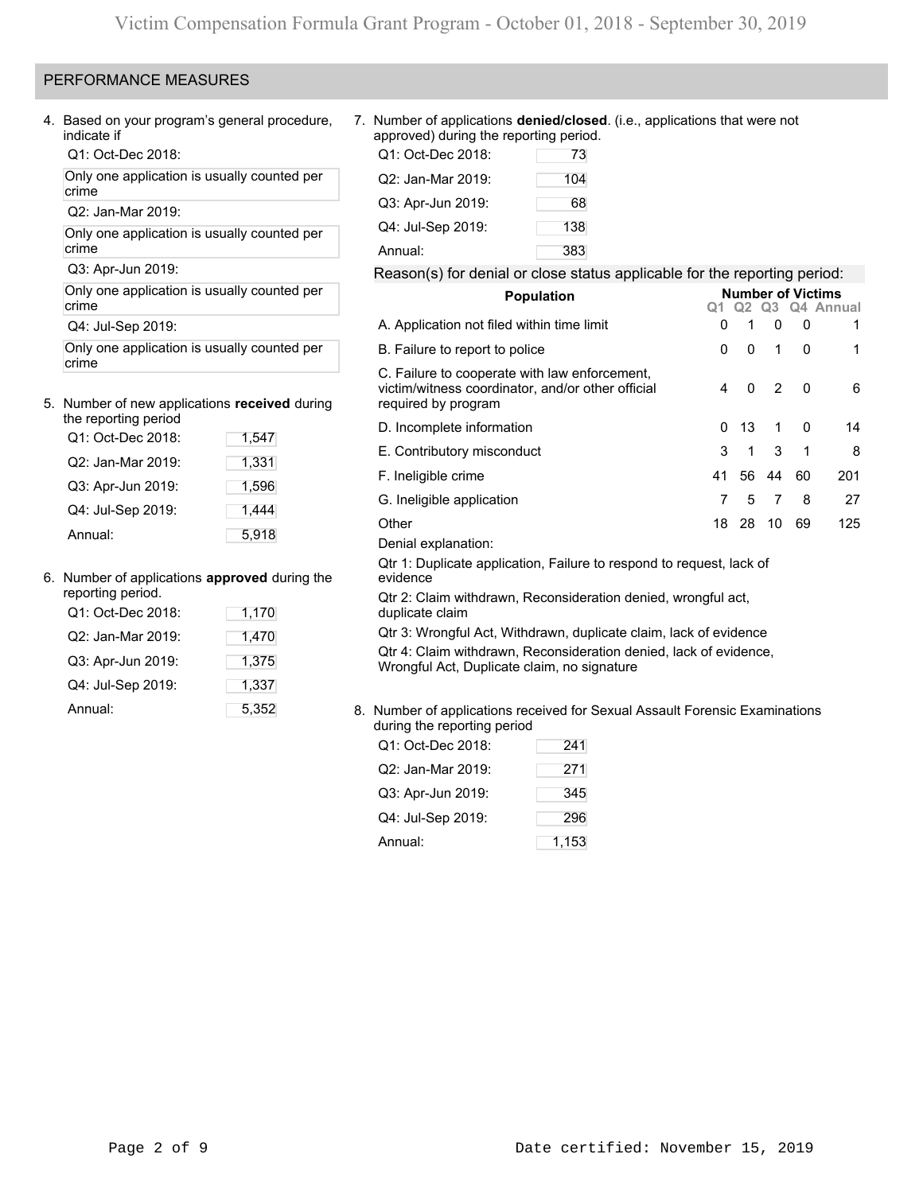## PERFORMANCE MEASURES

4. Based on your program's general procedure, indicate if

Q1: Oct-Dec 2018:

Only one application is usually counted per crime

Q2: Jan-Mar 2019:

Only one application is usually counted per crime

Q3: Apr-Jun 2019:

Only one application is usually counted per crime

Q4: Jul-Sep 2019:

Only one application is usually counted per crime

5. Number of new applications **received** during the reporting period

| | |
|---|---|
| Q1: Oct-Dec 2018: | 1,547 |
| Q2: Jan-Mar 2019: | 1,331 |
| Q3: Apr-Jun 2019: | 1,596 |
| Q4: Jul-Sep 2019: | 1,444 |
| Annual: | 5,918 |

6. Number of applications **approved** during the reporting period.

| | |
|---|---|
| Q1: Oct-Dec 2018: | 1,170 |
| Q2: Jan-Mar 2019: | 1,470 |
| Q3: Apr-Jun 2019: | 1,375 |
| Q4: Jul-Sep 2019: | 1,337 |
| Annual: | 5,352 |

7. Number of applications **denied/closed**. (i.e., applications that were not approved) during the reporting period.

| | |
|---|---|
| Q1: Oct-Dec 2018: | 73 |
| Q2: Jan-Mar 2019: | 104 |
| Q3: Apr-Jun 2019: | 68 |
| Q4: Jul-Sep 2019: | 138 |
| Annual: | 383 |

Reason(s) for denial or close status applicable for the reporting period:

| Population | Number of Victims | | | | |
|---|---|---|---|---|---|
| | Q1 | Q2 | Q3 | Q4 | Annual |
| A. Application not filed within time limit | 0 | 1 | 0 | 0 | 1 |
| B. Failure to report to police | 0 | 0 | 1 | 0 | 1 |
| C. Failure to cooperate with law enforcement, victim/witness coordinator, and/or other official required by program | 4 | 0 | 2 | 0 | 6 |
| D. Incomplete information | 0 | 13 | 1 | 0 | 14 |
| E. Contributory misconduct | 3 | 1 | 3 | 1 | 8 |
| F. Ineligible crime | 41 | 56 | 44 | 60 | 201 |
| G. Ineligible application | 7 | 5 | 7 | 8 | 27 |
| Other | 18 | 28 | 10 | 69 | 125 |

Denial explanation:

Qtr 1: Duplicate application, Failure to respond to request, lack of evidence

Qtr 2: Claim withdrawn, Reconsideration denied, wrongful act, duplicate claim

Qtr 3: Wrongful Act, Withdrawn, duplicate claim, lack of evidence

Qtr 4: Claim withdrawn, Reconsideration denied, lack of evidence, Wrongful Act, Duplicate claim, no signature

8. Number of applications received for Sexual Assault Forensic Examinations during the reporting period

| | |
|---|---|
| Q1: Oct-Dec 2018: | 241 |
| Q2: Jan-Mar 2019: | 271 |
| Q3: Apr-Jun 2019: | 345 |
| Q4: Jul-Sep 2019: | 296 |
| Annual: | 1,153 |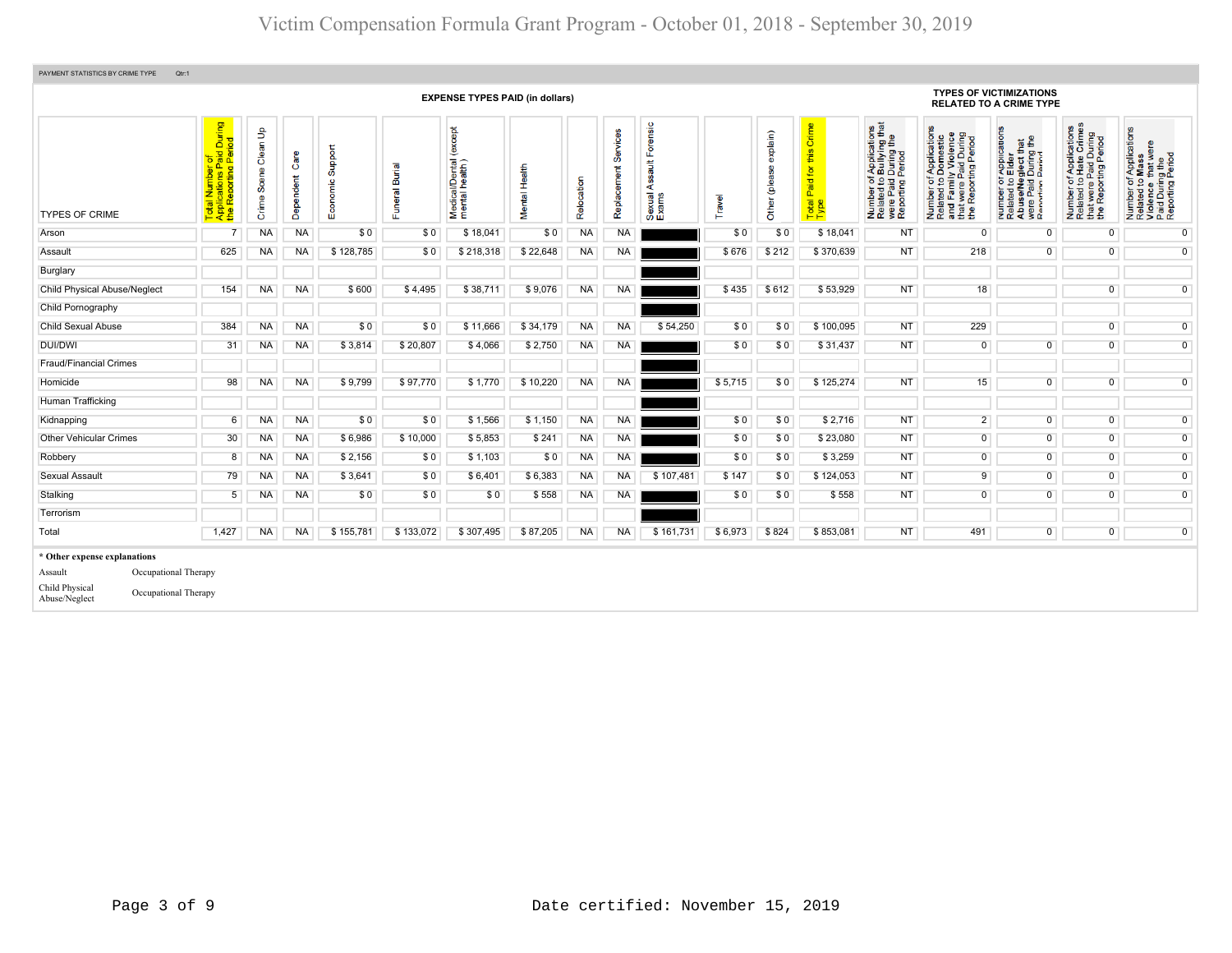# Victim Compensation Formula Grant Program - October 01, 2018 - September 30, 2019

PAYMENT STATISTICS BY CRIME TYPE Qtr:1

| TYPES OF CRIME | Total Number of Applications Paid During the Reporting Period | EXPENSE TYPES PAID (in dollars) Crime Scene Clean Up | Dependent Care | Economic Support | Funeral Burial | Medical/Dental (except mental health) | Mental Health | Relocation | Replacement Services | Sexual Assault Forensic Exams | Travel | Other (please explain) | Total Paid for this Crime Type | TYPES OF VICTIMIZATIONS RELATED TO A CRIME TYPE Number of Applications Related to Bullying that were Paid During the Reporting Period | Number of Applications Related to Domestic and Family Violence that were Paid During the Reporting Period | Number of Applications Related to Elder Abuse/Neglect that were Paid During the Reporting Period | Number of Applications Related to Hate Crimes that were Paid During the Reporting Period | Number of Applications Related to Mass Violence that were Paid During the Reporting Period |
|---|---|---|---|---|---|---|---|---|---|---|---|---|---|---|---|---|---|---|
| Arson | 7 | NA | NA | $ 0 | $ 0 | $ 18,041 | $ 0 | NA | NA | | $ 0 | $ 0 | $ 18,041 | NT | 0 | 0 | 0 | 0 |
| Assault | 625 | NA | NA | $ 128,785 | $ 0 | $ 218,318 | $ 22,648 | NA | NA | | $ 676 | $ 212 | $ 370,639 | NT | 218 | 0 | 0 | 0 |
| Burglary | | | | | | | | | | | | | | | | | | |
| Child Physical Abuse/Neglect | 154 | NA | NA | $ 600 | $ 4,495 | $ 38,711 | $ 9,076 | NA | NA | | $ 435 | $ 612 | $ 53,929 | NT | 18 | | 0 | 0 |
| Child Pornography | | | | | | | | | | | | | | | | | | |
| Child Sexual Abuse | 384 | NA | NA | $ 0 | $ 0 | $ 11,666 | $ 34,179 | NA | NA | $ 54,250 | $ 0 | $ 0 | $ 100,095 | NT | 229 | | 0 | 0 |
| DUI/DWI | 31 | NA | NA | $ 3,814 | $ 20,807 | $ 4,066 | $ 2,750 | NA | NA | | $ 0 | $ 0 | $ 31,437 | NT | 0 | 0 | 0 | 0 |
| Fraud/Financial Crimes | | | | | | | | | | | | | | | | | | |
| Homicide | 98 | NA | NA | $ 9,799 | $ 97,770 | $ 1,770 | $ 10,220 | NA | NA | | $ 5,715 | $ 0 | $ 125,274 | NT | 15 | 0 | 0 | 0 |
| Human Trafficking | | | | | | | | | | | | | | | | | | |
| Kidnapping | 6 | NA | NA | $ 0 | $ 0 | $ 1,566 | $ 1,150 | NA | NA | | $ 0 | $ 0 | $ 2,716 | NT | 2 | 0 | 0 | 0 |
| Other Vehicular Crimes | 30 | NA | NA | $ 6,986 | $ 10,000 | $ 5,853 | $ 241 | NA | NA | | $ 0 | $ 0 | $ 23,080 | NT | 0 | 0 | 0 | 0 |
| Robbery | 8 | NA | NA | $ 2,156 | $ 0 | $ 1,103 | $ 0 | NA | NA | | $ 0 | $ 0 | $ 3,259 | NT | 0 | 0 | 0 | 0 |
| Sexual Assault | 79 | NA | NA | $ 3,641 | $ 0 | $ 6,401 | $ 6,383 | NA | NA | $ 107,481 | $ 147 | $ 0 | $ 124,053 | NT | 9 | 0 | 0 | 0 |
| Stalking | 5 | NA | NA | $ 0 | $ 0 | $ 0 | $ 558 | NA | NA | | $ 0 | $ 0 | $ 558 | NT | 0 | 0 | 0 | 0 |
| Terrorism | | | | | | | | | | | | | | | | | | |
| Total | 1,427 | NA | NA | $ 155,781 | $ 133,072 | $ 307,495 | $ 87,205 | NA | NA | $ 161,731 | $ 6,973 | $ 824 | $ 853,081 | NT | 491 | 0 | 0 | 0 |

**\* Other expense explanations**

| | |
|---|---|
| Assault | Occupational Therapy |
| Child Physical Abuse/Neglect | Occupational Therapy |

Date certified: November 15, 2019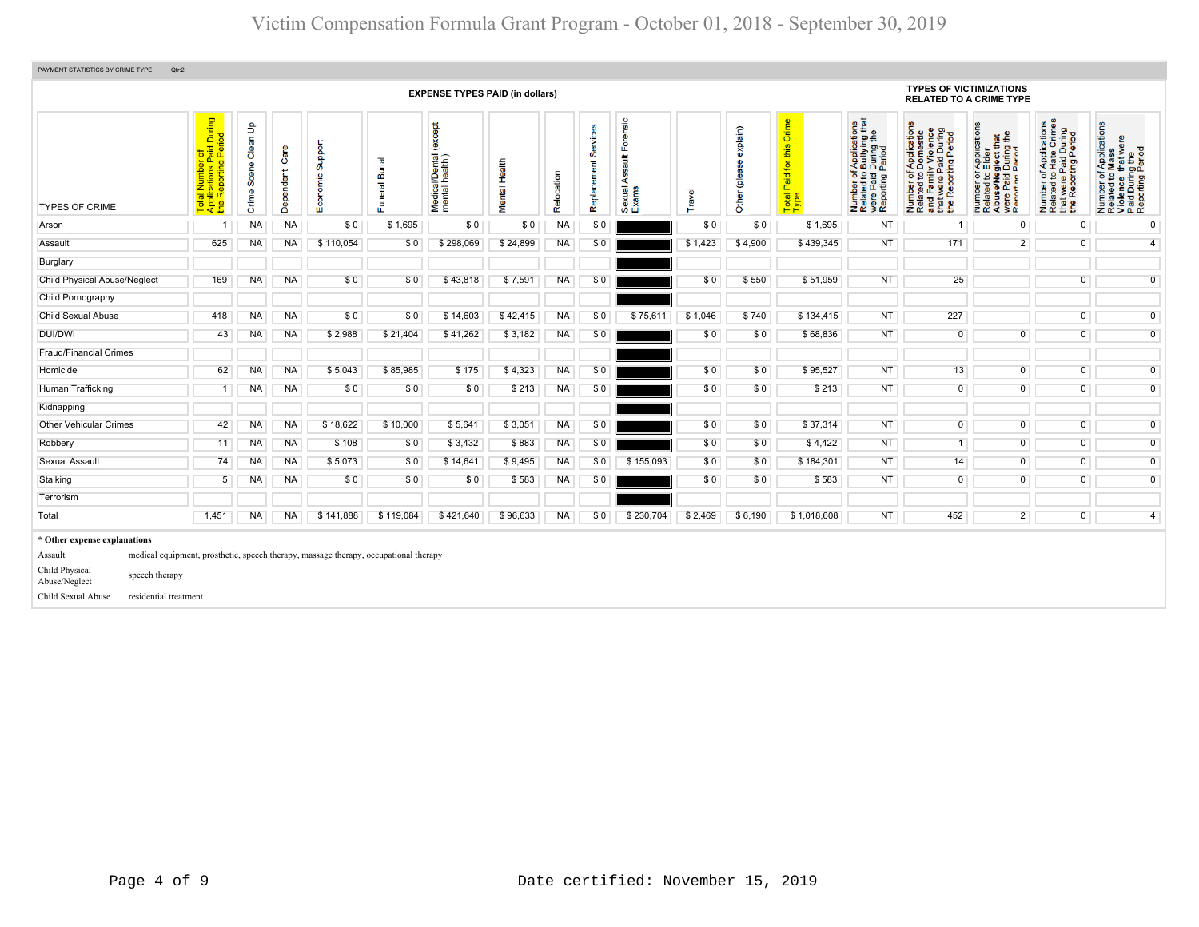# Victim Compensation Formula Grant Program - October 01, 2018 - September 30, 2019

PAYMENT STATISTICS BY CRIME TYPE Qtr:2

| TYPES OF CRIME | Total Number of Applications Paid During the Reporting Period | Crime Scene Clean Up | Dependent Care | Economic Support | Funeral Burial | Medical/Dental (except mental health) | Mental Health | Relocation | Replacement Services | Sexual Assault Forensic Exams | Travel | Other (please explain) | Total Paid for this Crime Type | Number of Applications Related to Bullying that were Paid During the Reporting Period | Number of Applications Related to Domestic and Family Violence that were Paid During the Reporting Period | Number of Applications Related to Elder Abuse/Neglect that were Paid During the Reporting Period | Number of Applications Related to Hate Crimes that were Paid During the Reporting Period | Number of Applications Related to Mass Violence that were Paid During the Reporting Period |
|---|---|---|---|---|---|---|---|---|---|---|---|---|---|---|---|---|---|---|
| | | | | EXPENSE TYPES PAID (in dollars) | | | | | | | | | | TYPES OF VICTIMIZATIONS RELATED TO A CRIME TYPE | | | | |
| Arson | 1 | NA | NA | $ 0 | $ 1,695 | $ 0 | $ 0 | NA | $ 0 | | $ 0 | $ 0 | $ 1,695 | NT | 1 | | 0 | 0 |
| Assault | 625 | NA | NA | $ 110,054 | $ 0 | $ 298,069 | $ 24,899 | NA | $ 0 | | $ 1,423 | $ 4,900 | $ 439,345 | NT | 171 | 2 | 0 | 4 |
| Burglary | | | | | | | | | | | | | | | | | | |
| Child Physical Abuse/Neglect | 169 | NA | NA | $ 0 | $ 0 | $ 43,818 | $ 7,591 | NA | $ 0 | | $ 0 | $ 550 | $ 51,959 | NT | 25 | | 0 | 0 |
| Child Pornography | | | | | | | | | | | | | | | | | | |
| Child Sexual Abuse | 418 | NA | NA | $ 0 | $ 0 | $ 14,603 | $ 42,415 | NA | $ 0 | $ 75,611 | $ 1,046 | $ 740 | $ 134,415 | NT | 227 | | 0 | 0 |
| DUI/DWI | 43 | NA | NA | $ 2,988 | $ 21,404 | $ 41,262 | $ 3,182 | NA | $ 0 | | $ 0 | $ 0 | $ 68,836 | NT | 0 | 0 | 0 | 0 |
| Fraud/Financial Crimes | | | | | | | | | | | | | | | | | | |
| Homicide | 62 | NA | NA | $ 5,043 | $ 85,985 | $ 175 | $ 4,323 | NA | $ 0 | | $ 0 | $ 0 | $ 95,527 | NT | 13 | 0 | 0 | 0 |
| Human Trafficking | 1 | NA | NA | $ 0 | $ 0 | $ 0 | $ 213 | NA | $ 0 | | $ 0 | $ 0 | $ 213 | NT | 0 | 0 | 0 | 0 |
| Kidnapping | | | | | | | | | | | | | | | | | | |
| Other Vehicular Crimes | 42 | NA | NA | $ 18,622 | $ 10,000 | $ 5,641 | $ 3,051 | NA | $ 0 | | $ 0 | $ 0 | $ 37,314 | NT | 0 | 0 | 0 | 0 |
| Robbery | 11 | NA | NA | $ 108 | $ 0 | $ 3,432 | $ 883 | NA | $ 0 | | $ 0 | $ 0 | $ 4,422 | NT | 1 | 0 | 0 | 0 |
| Sexual Assault | 74 | NA | NA | $ 5,073 | $ 0 | $ 14,641 | $ 9,495 | NA | $ 0 | $ 155,093 | $ 0 | $ 0 | $ 184,301 | NT | 14 | 0 | 0 | 0 |
| Stalking | 5 | NA | NA | $ 0 | $ 0 | $ 0 | $ 583 | NA | $ 0 | | $ 0 | $ 0 | $ 583 | NT | 0 | 0 | 0 | 0 |
| Terrorism | | | | | | | | | | | | | | | | | | |
| Total | 1,451 | NA | NA | $ 141,888 | $ 119,084 | $ 421,640 | $ 96,633 | NA | $ 0 | $ 230,704 | $ 2,469 | $ 6,190 | $ 1,018,608 | NT | 452 | 2 | 0 | 4 |

**\* Other expense explanations**

| | |
|---|---|
| Assault | medical equipment, prosthetic, speech therapy, massage therapy, occupational therapy |
| Child Physical Abuse/Neglect | speech therapy |
| Child Sexual Abuse | residential treatment |

Date certified: November 15, 2019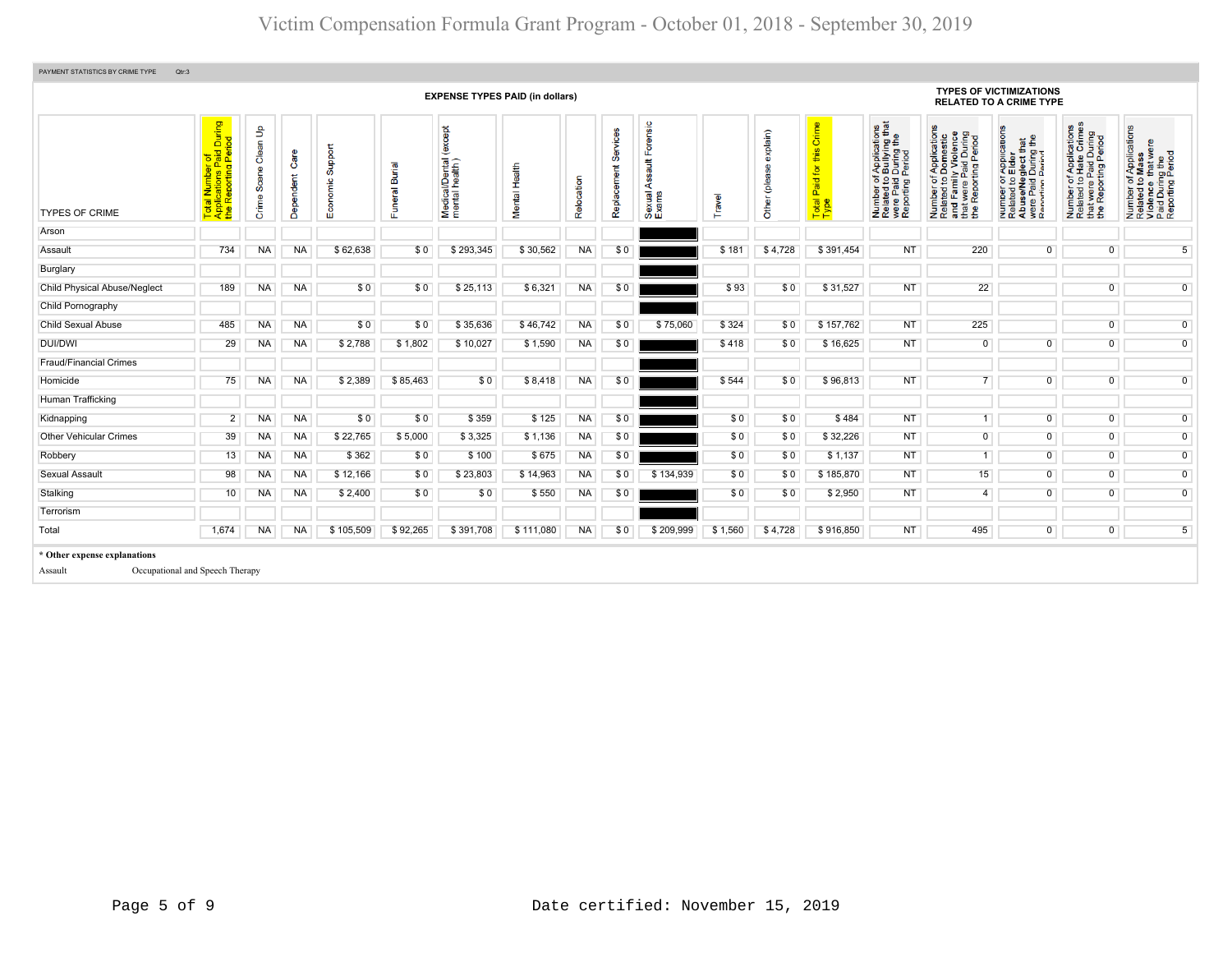# Victim Compensation Formula Grant Program - October 01, 2018 - September 30, 2019

PAYMENT STATISTICS BY CRIME TYPE Qtr:3

| TYPES OF CRIME | Total Number of Applications Paid During the Reporting Period | EXPENSE TYPES PAID (in dollars) Crime Scene Clean Up | Dependent Care | Economic Support | Funeral Burial | Medical/Dental (except mental health) | Mental Health | Relocation | Replacement Services | Sexual Assault Forensic Exams | Travel | Other (please explain) | Total Paid for this Crime Type | TYPES OF VICTIMIZATIONS RELATED TO A CRIME TYPE Number of Applications Related to Bullying that were Paid During the Reporting Period | Number of Applications Related to Domestic and Family Violence that were Paid During the Reporting Period | Number of Applications Related to Elder Abuse/Neglect that were Paid During the Reporting Period | Number of Applications Related to Hate Crimes that were Paid During the Reporting Period | Number of Applications Related to Mass Violence that were Paid During the Reporting Period |
|---|---|---|---|---|---|---|---|---|---|---|---|---|---|---|---|---|---|---|
| Arson | | | | | | | | | | | | | | | | | | |
| Assault | 734 | NA | NA | $ 62,638 | $ 0 | $ 293,345 | $ 30,562 | NA | $ 0 | | $ 181 | $ 4,728 | $ 391,454 | NT | 220 | 0 | 0 | 5 |
| Burglary | | | | | | | | | | | | | | | | | | |
| Child Physical Abuse/Neglect | 189 | NA | NA | $ 0 | $ 0 | $ 25,113 | $ 6,321 | NA | $ 0 | | $ 93 | $ 0 | $ 31,527 | NT | 22 | | 0 | 0 |
| Child Pornography | | | | | | | | | | | | | | | | | | |
| Child Sexual Abuse | 485 | NA | NA | $ 0 | $ 0 | $ 35,636 | $ 46,742 | NA | $ 0 | $ 75,060 | $ 324 | $ 0 | $ 157,762 | NT | 225 | | 0 | 0 |
| DUI/DWI | 29 | NA | NA | $ 2,788 | $ 1,802 | $ 10,027 | $ 1,590 | NA | $ 0 | | $ 418 | $ 0 | $ 16,625 | NT | 0 | 0 | 0 | 0 |
| Fraud/Financial Crimes | | | | | | | | | | | | | | | | | | |
| Homicide | 75 | NA | NA | $ 2,389 | $ 85,463 | $ 0 | $ 8,418 | NA | $ 0 | | $ 544 | $ 0 | $ 96,813 | NT | 7 | 0 | 0 | 0 |
| Human Trafficking | | | | | | | | | | | | | | | | | | |
| Kidnapping | 2 | NA | NA | $ 0 | $ 0 | $ 359 | $ 125 | NA | $ 0 | | $ 0 | $ 0 | $ 484 | NT | 1 | 0 | 0 | 0 |
| Other Vehicular Crimes | 39 | NA | NA | $ 22,765 | $ 5,000 | $ 3,325 | $ 1,136 | NA | $ 0 | | $ 0 | $ 0 | $ 32,226 | NT | 0 | 0 | 0 | 0 |
| Robbery | 13 | NA | NA | $ 362 | $ 0 | $ 100 | $ 675 | NA | $ 0 | | $ 0 | $ 0 | $ 1,137 | NT | 1 | 0 | 0 | 0 |
| Sexual Assault | 98 | NA | NA | $ 12,166 | $ 0 | $ 23,803 | $ 14,963 | NA | $ 0 | $ 134,939 | $ 0 | $ 0 | $ 185,870 | NT | 15 | 0 | 0 | 0 |
| Stalking | 10 | NA | NA | $ 2,400 | $ 0 | $ 0 | $ 550 | NA | $ 0 | | $ 0 | $ 0 | $ 2,950 | NT | 4 | 0 | 0 | 0 |
| Terrorism | | | | | | | | | | | | | | | | | | |
| Total | 1,674 | NA | NA | $ 105,509 | $ 92,265 | $ 391,708 | $ 111,080 | NA | $ 0 | $ 209,999 | $ 1,560 | $ 4,728 | $ 916,850 | NT | 495 | 0 | 0 | 5 |

**\* Other expense explanations**

Assault Occupational and Speech Therapy

Date certified: November 15, 2019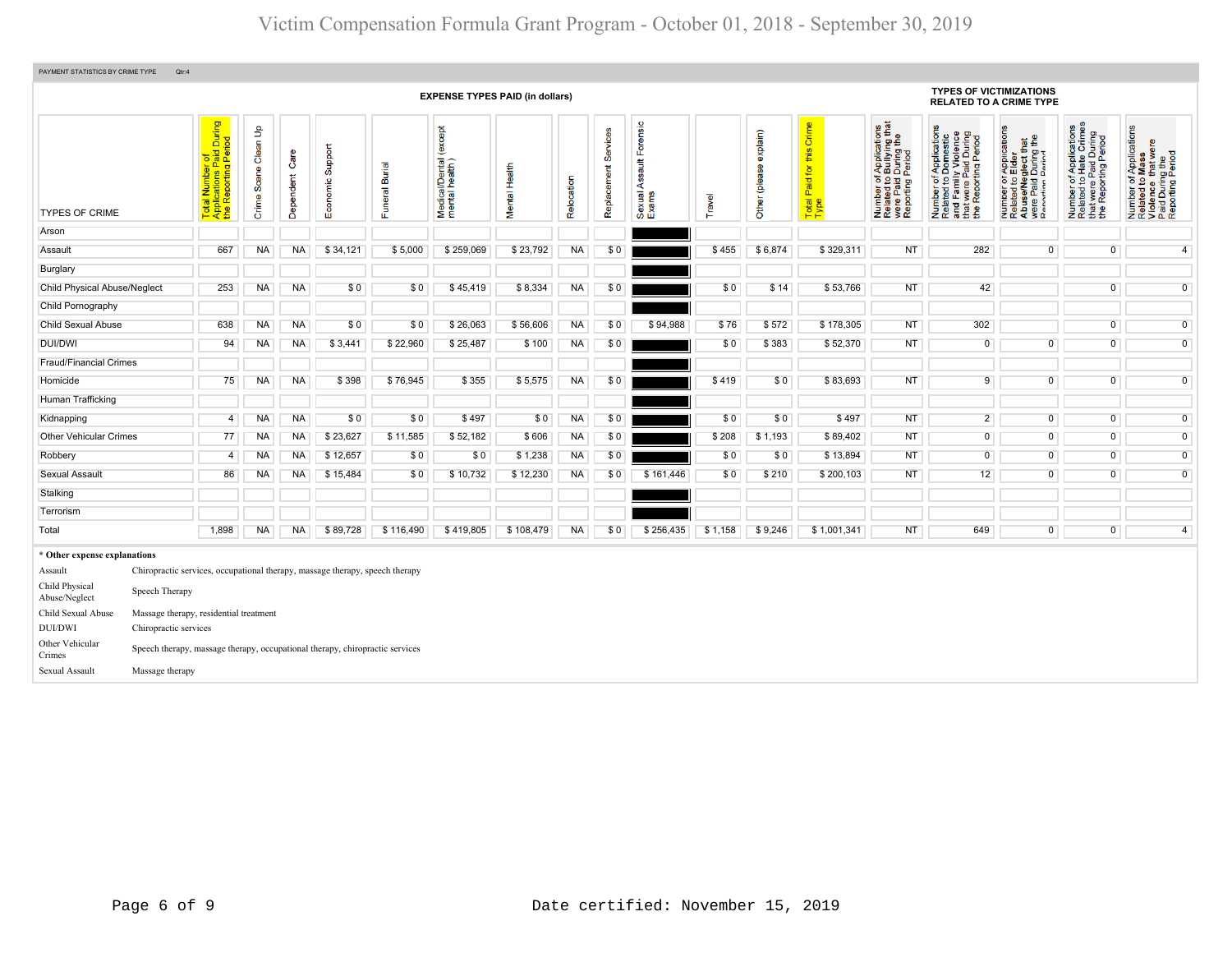# Victim Compensation Formula Grant Program - October 01, 2018 - September 30, 2019

PAYMENT STATISTICS BY CRIME TYPE Qtr:4

| TYPES OF CRIME | Total Number of Applications Paid During the Reporting Period | Crime Scene Clean Up | Dependent Care | Economic Support | Funeral Burial | Medical/Dental (except mental health) | Mental Health | Relocation | Replacement Services | Sexual Assault Forensic Exams | Travel | Other (please explain) | Total Paid for this Crime Type | Number of Applications Related to Bullying that were Paid During the Reporting Period | Number of Applications Related to Domestic and Family Violence that were Paid During the Reporting Period | Number of Applications Related to Elder Abuse/Neglect that were Paid During the Reporting Period | Number of Applications Related to Hate Crimes that were Paid During the Reporting Period | Number of Applications Related to Mass Violence that were Paid During the Reporting Period |
|---|---|---|---|---|---|---|---|---|---|---|---|---|---|---|---|---|---|---|
| | | EXPENSE TYPES PAID (in dollars) | | | | | | | | | | | | | TYPES OF VICTIMIZATIONS RELATED TO A CRIME TYPE | | | |
| Arson | | | | | | | | | | | | | | | | | | |
| Assault | 667 | NA | NA | $ 34,121 | $ 5,000 | $ 259,069 | $ 23,792 | NA | $ 0 | | $ 455 | $ 6,874 | $ 329,311 | NT | 282 | 0 | 0 | 4 |
| Burglary | | | | | | | | | | | | | | | | | | |
| Child Physical Abuse/Neglect | 253 | NA | NA | $ 0 | $ 0 | $ 45,419 | $ 8,334 | NA | $ 0 | | $ 0 | $ 14 | $ 53,766 | NT | 42 | | 0 | 0 |
| Child Pornography | | | | | | | | | | | | | | | | | | |
| Child Sexual Abuse | 638 | NA | NA | $ 0 | $ 0 | $ 26,063 | $ 56,606 | NA | $ 0 | $ 94,988 | $ 76 | $ 572 | $ 178,305 | NT | 302 | | 0 | 0 |
| DUI/DWI | 94 | NA | NA | $ 3,441 | $ 22,960 | $ 25,487 | $ 100 | NA | $ 0 | | $ 0 | $ 383 | $ 52,370 | NT | 0 | 0 | 0 | 0 |
| Fraud/Financial Crimes | | | | | | | | | | | | | | | | | | |
| Homicide | 75 | NA | NA | $ 398 | $ 76,945 | $ 355 | $ 5,575 | NA | $ 0 | | $ 419 | $ 0 | $ 83,693 | NT | 9 | 0 | 0 | 0 |
| Human Trafficking | | | | | | | | | | | | | | | | | | |
| Kidnapping | 4 | NA | NA | $ 0 | $ 0 | $ 497 | $ 0 | NA | $ 0 | | $ 0 | $ 0 | $ 497 | NT | 2 | 0 | 0 | 0 |
| Other Vehicular Crimes | 77 | NA | NA | $ 23,627 | $ 11,585 | $ 52,182 | $ 606 | NA | $ 0 | | $ 208 | $ 1,193 | $ 89,402 | NT | 0 | 0 | 0 | 0 |
| Robbery | 4 | NA | NA | $ 12,657 | $ 0 | $ 0 | $ 1,238 | NA | $ 0 | | $ 0 | $ 0 | $ 13,894 | NT | 0 | 0 | 0 | 0 |
| Sexual Assault | 86 | NA | NA | $ 15,484 | $ 0 | $ 10,732 | $ 12,230 | NA | $ 0 | $ 161,446 | $ 0 | $ 210 | $ 200,103 | NT | 12 | 0 | 0 | 0 |
| Stalking | | | | | | | | | | | | | | | | | | |
| Terrorism | | | | | | | | | | | | | | | | | | |
| Total | 1,898 | NA | NA | $ 89,728 | $ 116,490 | $ 419,805 | $ 108,479 | NA | $ 0 | $ 256,435 | $ 1,158 | $ 9,246 | $ 1,001,341 | NT | 649 | 0 | 0 | 4 |

**\* Other expense explanations**

| | |
|---|---|
| Assault | Chiropractic services, occupational therapy, massage therapy, speech therapy |
| Child Physical Abuse/Neglect | Speech Therapy |
| Child Sexual Abuse | Massage therapy, residential treatment |
| DUI/DWI | Chiropractic services |
| Other Vehicular Crimes | Speech therapy, massage therapy, occupational therapy, chiropractic services |
| Sexual Assault | Massage therapy |

Date certified: November 15, 2019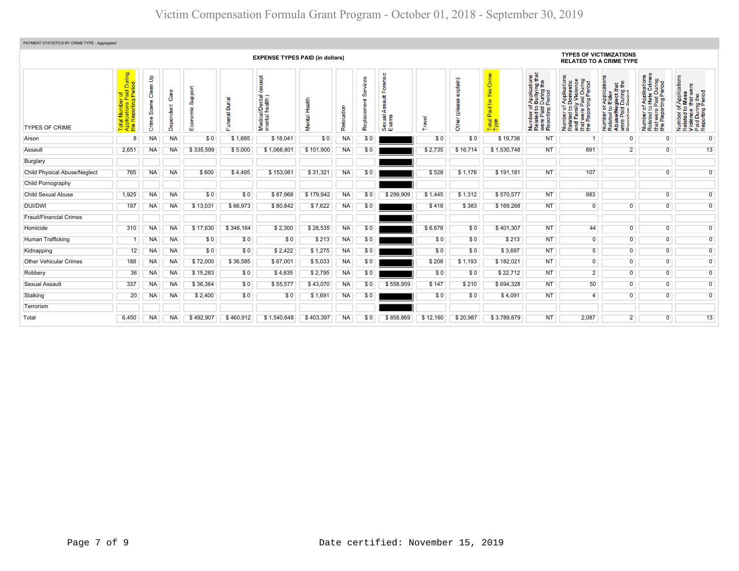# Victim Compensation Formula Grant Program - October 01, 2018 - September 30, 2019

PAYMENT STATISTICS BY CRIME TYPE - Aggregated

| | EXPENSE TYPES PAID (in dollars) | | | | | | | | | | | | | | TYPES OF VICTIMIZATIONS RELATED TO A CRIME TYPE | | | | |
|---|---|---|---|---|---|---|---|---|---|---|---|---|---|---|---|---|---|---|---|
| TYPES OF CRIME | Total Number of Applications Paid During the Reporting Period | Crime Scene Clean Up | Dependent Care | Economic Support | Funeral Burial | Medical/Dental (except mental health) | Mental Health | Relocation | Replacement Services | Sexual Assault Forensic Exams | Travel | Other (please explain) | Total Paid for this Crime Type | Number of Applications Related to Bullying that were Paid During the Reporting Period | Number of Applications Related to Domestic and Family Violence that were Paid During the Reporting Period | Number of Applications Related to Elder Abuse/Neglect that were Paid During the Reporting Period | Number of Applications Related to Hate Crimes that were Paid During the Reporting Period | Number of Applications Related to Mass Violence that were Paid During the Reporting Period |
| Arson | 8 | NA | NA | $ 0 | $ 1,695 | $ 18,041 | $ 0 | NA | $ 0 | | $ 0 | $ 0 | $ 19,736 | NT | 1 | 0 | 0 | 0 |
| Assault | 2,651 | NA | NA | $ 335,599 | $ 5,000 | $ 1,068,801 | $ 101,900 | NA | $ 0 | | $ 2,735 | $ 16,714 | $ 1,530,748 | NT | 891 | 2 | 0 | 13 |
| Burglary | | | | | | | | | | | | | | | | | | |
| Child Physical Abuse/Neglect | 765 | NA | NA | $ 600 | $ 4,495 | $ 153,061 | $ 31,321 | NA | $ 0 | | $ 528 | $ 1,176 | $ 191,181 | NT | 107 | | 0 | 0 |
| Child Pornography | | | | | | | | | | | | | | | | | | |
| Child Sexual Abuse | 1,925 | NA | NA | $ 0 | $ 0 | $ 87,968 | $ 179,942 | NA | $ 0 | $ 299,909 | $ 1,445 | $ 1,312 | $ 570,577 | NT | 983 | | 0 | 0 |
| DUI/DWI | 197 | NA | NA | $ 13,031 | $ 66,973 | $ 80,842 | $ 7,622 | NA | $ 0 | | $ 418 | $ 383 | $ 169,268 | NT | 0 | 0 | 0 | 0 |
| Fraud/Financial Crimes | | | | | | | | | | | | | | | | | | |
| Homicide | 310 | NA | NA | $ 17,630 | $ 346,164 | $ 2,300 | $ 28,535 | NA | $ 0 | | $ 6,678 | $ 0 | $ 401,307 | NT | 44 | 0 | 0 | 0 |
| Human Trafficking | 1 | NA | NA | $ 0 | $ 0 | $ 0 | $ 213 | NA | $ 0 | | $ 0 | $ 0 | $ 213 | NT | 0 | 0 | 0 | 0 |
| Kidnapping | 12 | NA | NA | $ 0 | $ 0 | $ 2,422 | $ 1,275 | NA | $ 0 | | $ 0 | $ 0 | $ 3,697 | NT | 5 | 0 | 0 | 0 |
| Other Vehicular Crimes | 188 | NA | NA | $ 72,000 | $ 36,585 | $ 67,001 | $ 5,033 | NA | $ 0 | | $ 208 | $ 1,193 | $ 182,021 | NT | 0 | 0 | 0 | 0 |
| Robbery | 36 | NA | NA | $ 15,283 | $ 0 | $ 4,635 | $ 2,795 | NA | $ 0 | | $ 0 | $ 0 | $ 22,712 | NT | 2 | 0 | 0 | 0 |
| Sexual Assault | 337 | NA | NA | $ 36,364 | $ 0 | $ 55,577 | $ 43,070 | NA | $ 0 | $ 558,959 | $ 147 | $ 210 | $ 694,328 | NT | 50 | 0 | 0 | 0 |
| Stalking | 20 | NA | NA | $ 2,400 | $ 0 | $ 0 | $ 1,691 | NA | $ 0 | | $ 0 | $ 0 | $ 4,091 | NT | 4 | 0 | 0 | 0 |
| Terrorism | | | | | | | | | | | | | | | | | | |
| Total | 6,450 | NA | NA | $ 492,907 | $ 460,912 | $ 1,540,648 | $ 403,397 | NA | $ 0 | $ 858,869 | $ 12,160 | $ 20,987 | $ 3,789,879 | NT | 2,087 | 2 | 0 | 13 |

Date certified: November 15, 2019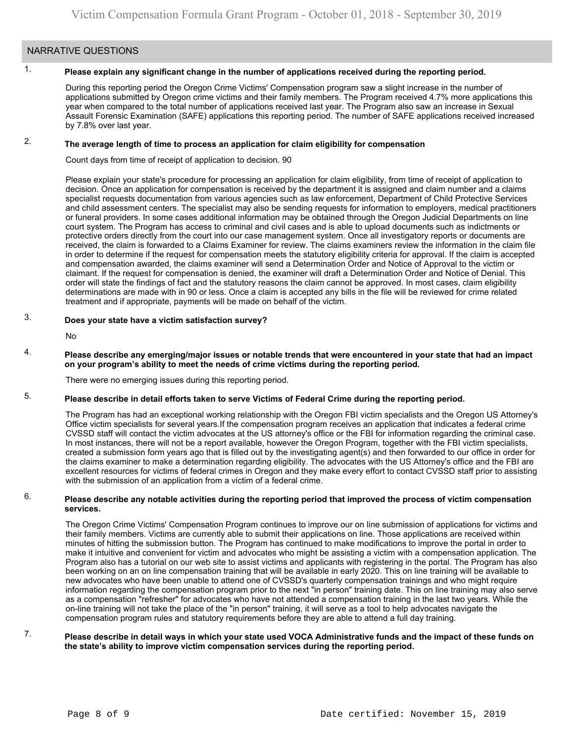## NARRATIVE QUESTIONS

1. **Please explain any significant change in the number of applications received during the reporting period.**

During this reporting period the Oregon Crime Victims' Compensation program saw a slight increase in the number of applications submitted by Oregon crime victims and their family members. The Program received 4.7% more applications this year when compared to the total number of applications received last year. The Program also saw an increase in Sexual Assault Forensic Examination (SAFE) applications this reporting period. The number of SAFE applications received increased by 7.8% over last year.

2. **The average length of time to process an application for claim eligibility for compensation**

Count days from time of receipt of application to decision. 90

Please explain your state's procedure for processing an application for claim eligibility, from time of receipt of application to decision. Once an application for compensation is received by the department it is assigned and claim number and a claims specialist requests documentation from various agencies such as law enforcement, Department of Child Protective Services and child assessment centers. The specialist may also be sending requests for information to employers, medical practitioners or funeral providers. In some cases additional information may be obtained through the Oregon Judicial Departments on line court system. The Program has access to criminal and civil cases and is able to upload documents such as indictments or protective orders directly from the court into our case management system. Once all investigatory reports or documents are received, the claim is forwarded to a Claims Examiner for review. The claims examiners review the information in the claim file in order to determine if the request for compensation meets the statutory eligibility criteria for approval. If the claim is accepted and compensation awarded, the claims examiner will send a Determination Order and Notice of Approval to the victim or claimant. If the request for compensation is denied, the examiner will draft a Determination Order and Notice of Denial. This order will state the findings of fact and the statutory reasons the claim cannot be approved. In most cases, claim eligibility determinations are made with in 90 or less. Once a claim is accepted any bills in the file will be reviewed for crime related treatment and if appropriate, payments will be made on behalf of the victim.

3. **Does your state have a victim satisfaction survey?**

No

4. **Please describe any emerging/major issues or notable trends that were encountered in your state that had an impact on your program's ability to meet the needs of crime victims during the reporting period.**

There were no emerging issues during this reporting period.

5. **Please describe in detail efforts taken to serve Victims of Federal Crime during the reporting period.**

The Program has had an exceptional working relationship with the Oregon FBI victim specialists and the Oregon US Attorney's Office victim specialists for several years.If the compensation program receives an application that indicates a federal crime CVSSD staff will contact the victim advocates at the US attorney's office or the FBI for information regarding the criminal case. In most instances, there will not be a report available, however the Oregon Program, together with the FBI victim specialists, created a submission form years ago that is filled out by the investigating agent(s) and then forwarded to our office in order for the claims examiner to make a determination regarding eligibility. The advocates with the US Attorney's office and the FBI are excellent resources for victims of federal crimes in Oregon and they make every effort to contact CVSSD staff prior to assisting with the submission of an application from a victim of a federal crime.

6. **Please describe any notable activities during the reporting period that improved the process of victim compensation services.**

The Oregon Crime Victims' Compensation Program continues to improve our on line submission of applications for victims and their family members. Victims are currently able to submit their applications on line. Those applications are received within minutes of hitting the submission button. The Program has continued to make modifications to improve the portal in order to make it intuitive and convenient for victim and advocates who might be assisting a victim with a compensation application. The Program also has a tutorial on our web site to assist victims and applicants with registering in the portal. The Program has also been working on an on line compensation training that will be available in early 2020. This on line training will be available to new advocates who have been unable to attend one of CVSSD's quarterly compensation trainings and who might require information regarding the compensation program prior to the next "in person" training date. This on line training may also serve as a compensation "refresher" for advocates who have not attended a compensation training in the last two years. While the on-line training will not take the place of the "in person" training, it will serve as a tool to help advocates navigate the compensation program rules and statutory requirements before they are able to attend a full day training.

7. **Please describe in detail ways in which your state used VOCA Administrative funds and the impact of these funds on the state's ability to improve victim compensation services during the reporting period.**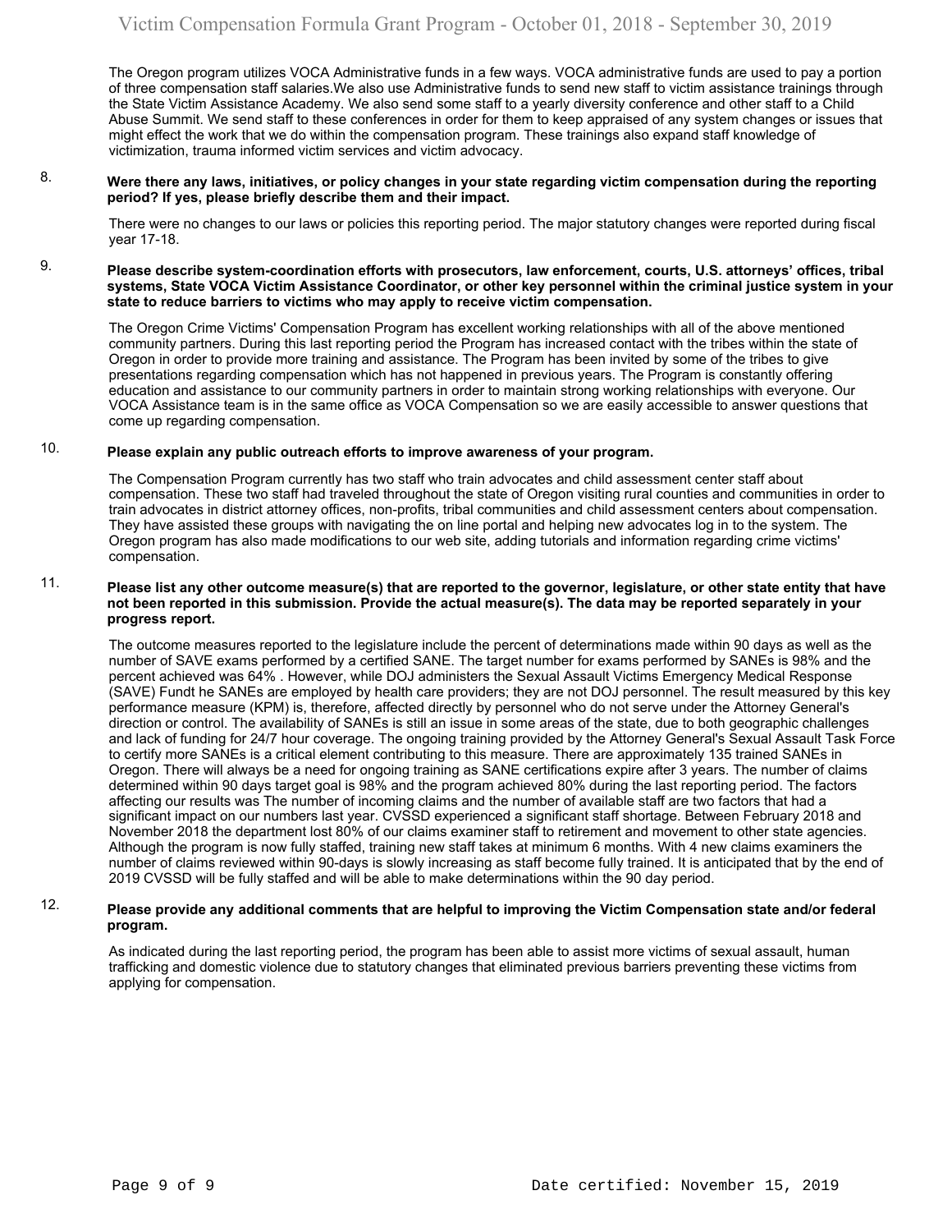The Oregon program utilizes VOCA Administrative funds in a few ways. VOCA administrative funds are used to pay a portion of three compensation staff salaries.We also use Administrative funds to send new staff to victim assistance trainings through the State Victim Assistance Academy. We also send some staff to a yearly diversity conference and other staff to a Child Abuse Summit. We send staff to these conferences in order for them to keep appraised of any system changes or issues that might effect the work that we do within the compensation program. These trainings also expand staff knowledge of victimization, trauma informed victim services and victim advocacy.

8. **Were there any laws, initiatives, or policy changes in your state regarding victim compensation during the reporting period? If yes, please briefly describe them and their impact.**

There were no changes to our laws or policies this reporting period. The major statutory changes were reported during fiscal year 17-18.

9. **Please describe system-coordination efforts with prosecutors, law enforcement, courts, U.S. attorneys' offices, tribal systems, State VOCA Victim Assistance Coordinator, or other key personnel within the criminal justice system in your state to reduce barriers to victims who may apply to receive victim compensation.**

The Oregon Crime Victims' Compensation Program has excellent working relationships with all of the above mentioned community partners. During this last reporting period the Program has increased contact with the tribes within the state of Oregon in order to provide more training and assistance. The Program has been invited by some of the tribes to give presentations regarding compensation which has not happened in previous years. The Program is constantly offering education and assistance to our community partners in order to maintain strong working relationships with everyone. Our VOCA Assistance team is in the same office as VOCA Compensation so we are easily accessible to answer questions that come up regarding compensation.

10. **Please explain any public outreach efforts to improve awareness of your program.**

The Compensation Program currently has two staff who train advocates and child assessment center staff about compensation. These two staff had traveled throughout the state of Oregon visiting rural counties and communities in order to train advocates in district attorney offices, non-profits, tribal communities and child assessment centers about compensation. They have assisted these groups with navigating the on line portal and helping new advocates log in to the system. The Oregon program has also made modifications to our web site, adding tutorials and information regarding crime victims' compensation.

11. **Please list any other outcome measure(s) that are reported to the governor, legislature, or other state entity that have not been reported in this submission. Provide the actual measure(s). The data may be reported separately in your progress report.**

The outcome measures reported to the legislature include the percent of determinations made within 90 days as well as the number of SAVE exams performed by a certified SANE. The target number for exams performed by SANEs is 98% and the percent achieved was 64% . However, while DOJ administers the Sexual Assault Victims Emergency Medical Response (SAVE) Fundt he SANEs are employed by health care providers; they are not DOJ personnel. The result measured by this key performance measure (KPM) is, therefore, affected directly by personnel who do not serve under the Attorney General's direction or control. The availability of SANEs is still an issue in some areas of the state, due to both geographic challenges and lack of funding for 24/7 hour coverage. The ongoing training provided by the Attorney General's Sexual Assault Task Force to certify more SANEs is a critical element contributing to this measure. There are approximately 135 trained SANEs in Oregon. There will always be a need for ongoing training as SANE certifications expire after 3 years. The number of claims determined within 90 days target goal is 98% and the program achieved 80% during the last reporting period. The factors affecting our results was The number of incoming claims and the number of available staff are two factors that had a significant impact on our numbers last year. CVSSD experienced a significant staff shortage. Between February 2018 and November 2018 the department lost 80% of our claims examiner staff to retirement and movement to other state agencies. Although the program is now fully staffed, training new staff takes at minimum 6 months. With 4 new claims examiners the number of claims reviewed within 90-days is slowly increasing as staff become fully trained. It is anticipated that by the end of 2019 CVSSD will be fully staffed and will be able to make determinations within the 90 day period.

12. **Please provide any additional comments that are helpful to improving the Victim Compensation state and/or federal program.**

As indicated during the last reporting period, the program has been able to assist more victims of sexual assault, human trafficking and domestic violence due to statutory changes that eliminated previous barriers preventing these victims from applying for compensation.

Date certified: November 15, 2019